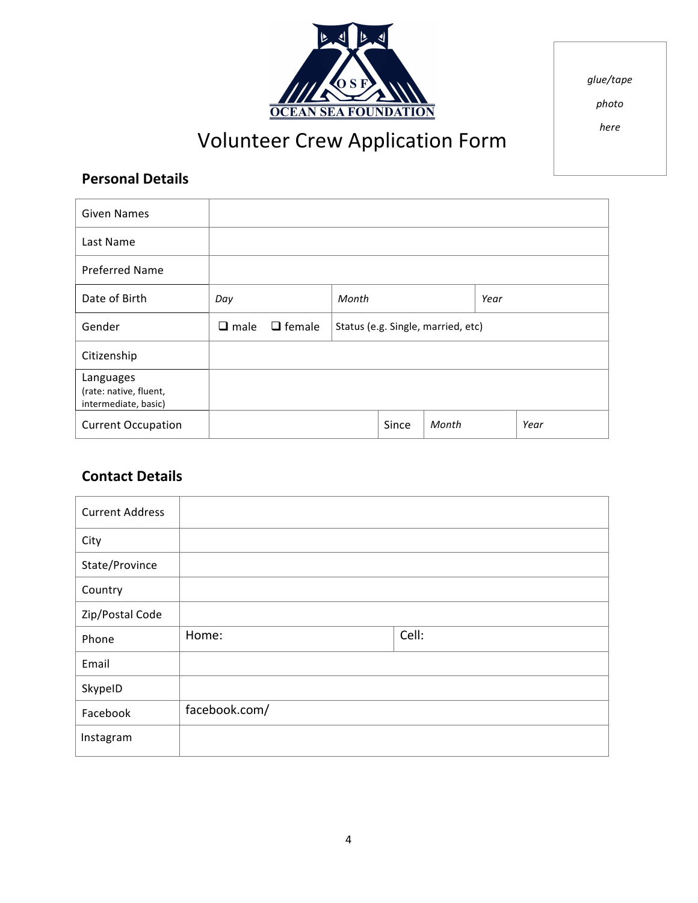OSF

OCEAN SEA FOUNDATION

# Volunteer Crew Application Form

*glue/tape*

*photo*

*here*

## Personal Details

| Given Names | | | | | |
|---|---|---|---|---|---|
| Last Name | | | | | |
| Preferred Name | | | | | |
| Date of Birth | *Day* | *Month* | | *Year* | |
| Gender | ❑ male ❑ female | Status (e.g. Single, married, etc) | | | |
| Citizenship | | | | | |
| Languages (rate: native, fluent, intermediate, basic) | | | | | |
| Current Occupation | | Since | *Month* | *Year* | |

## Contact Details

| Current Address | | |
|---|---|---|
| City | | |
| State/Province | | |
| Country | | |
| Zip/Postal Code | | |
| Phone | Home: | Cell: |
| Email | | |
| SkypeID | | |
| Facebook | facebook.com/ | |
| Instagram | | |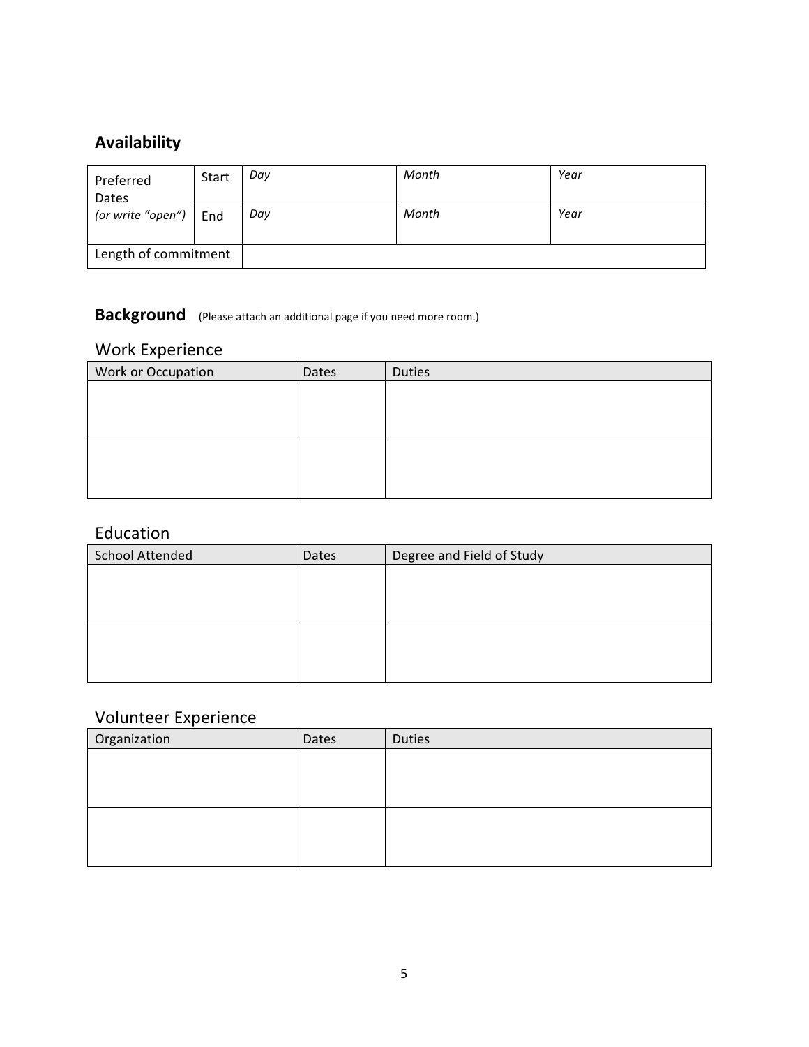## Availability

| Preferred Dates *(or write "open")* | Start | *Day* | *Month* | *Year* |
|---|---|---|---|---|
| | End | *Day* | *Month* | *Year* |
| Length of commitment | | | | |

## Background (Please attach an additional page if you need more room.)

### Work Experience

| Work or Occupation | Dates | Duties |
|---|---|---|
| | | |
| | | |

### Education

| School Attended | Dates | Degree and Field of Study |
|---|---|---|
| | | |
| | | |

### Volunteer Experience

| Organization | Dates | Duties |
|---|---|---|
| | | |
| | | |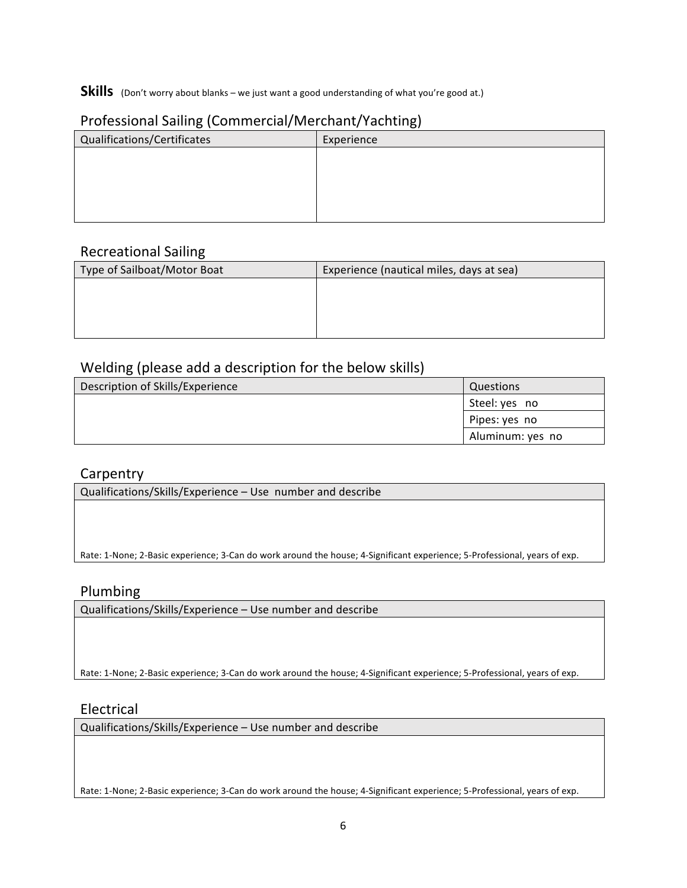## **Skills** (Don't worry about blanks – we just want a good understanding of what you're good at.)

### Professional Sailing (Commercial/Merchant/Yachting)

| Qualifications/Certificates | Experience |
| --- | --- |
| | |

### Recreational Sailing

| Type of Sailboat/Motor Boat | Experience (nautical miles, days at sea) |
| --- | --- |
| | |

### Welding (please add a description for the below skills)

| Description of Skills/Experience | Questions |
| --- | --- |
| | Steel: yes no |
| | Pipes: yes no |
| | Aluminum: yes no |

### Carpentry

| Qualifications/Skills/Experience – Use number and describe |
| --- |
| |
| Rate: 1-None; 2-Basic experience; 3-Can do work around the house; 4-Significant experience; 5-Professional, years of exp. |

### Plumbing

| Qualifications/Skills/Experience – Use number and describe |
| --- |
| |
| Rate: 1-None; 2-Basic experience; 3-Can do work around the house; 4-Significant experience; 5-Professional, years of exp. |

### Electrical

| Qualifications/Skills/Experience – Use number and describe |
| --- |
| |
| Rate: 1-None; 2-Basic experience; 3-Can do work around the house; 4-Significant experience; 5-Professional, years of exp. |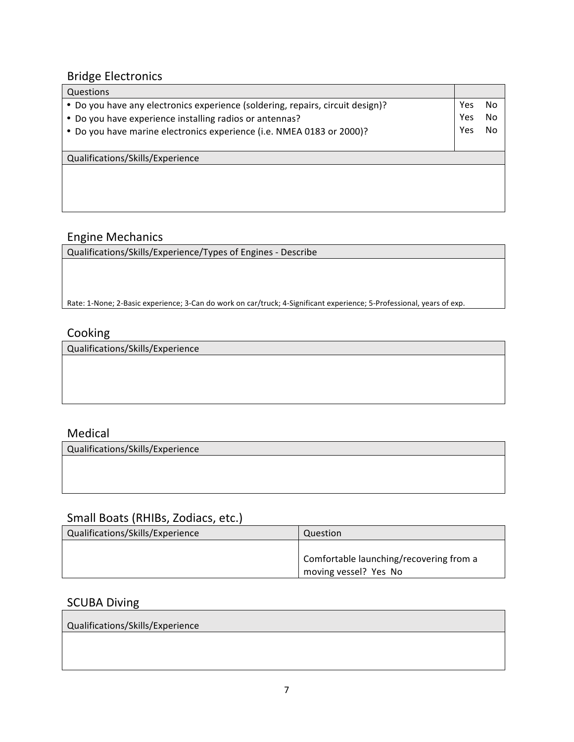## Bridge Electronics

| Questions | |
|---|---|
| • Do you have any electronics experience (soldering, repairs, circuit design)? | Yes No |
| • Do you have experience installing radios or antennas? | Yes No |
| • Do you have marine electronics experience (i.e. NMEA 0183 or 2000)? | Yes No |

| Qualifications/Skills/Experience |
|---|
| |

## Engine Mechanics

| Qualifications/Skills/Experience/Types of Engines - Describe |
|---|
| Rate: 1-None; 2-Basic experience; 3-Can do work on car/truck; 4-Significant experience; 5-Professional, years of exp. |

## Cooking

| Qualifications/Skills/Experience |
|---|
| |

## Medical

| Qualifications/Skills/Experience |
|---|
| |

## Small Boats (RHIBs, Zodiacs, etc.)

| Qualifications/Skills/Experience | Question |
|---|---|
| | Comfortable launching/recovering from a moving vessel? Yes No |

## SCUBA Diving

| Qualifications/Skills/Experience |
|---|
| |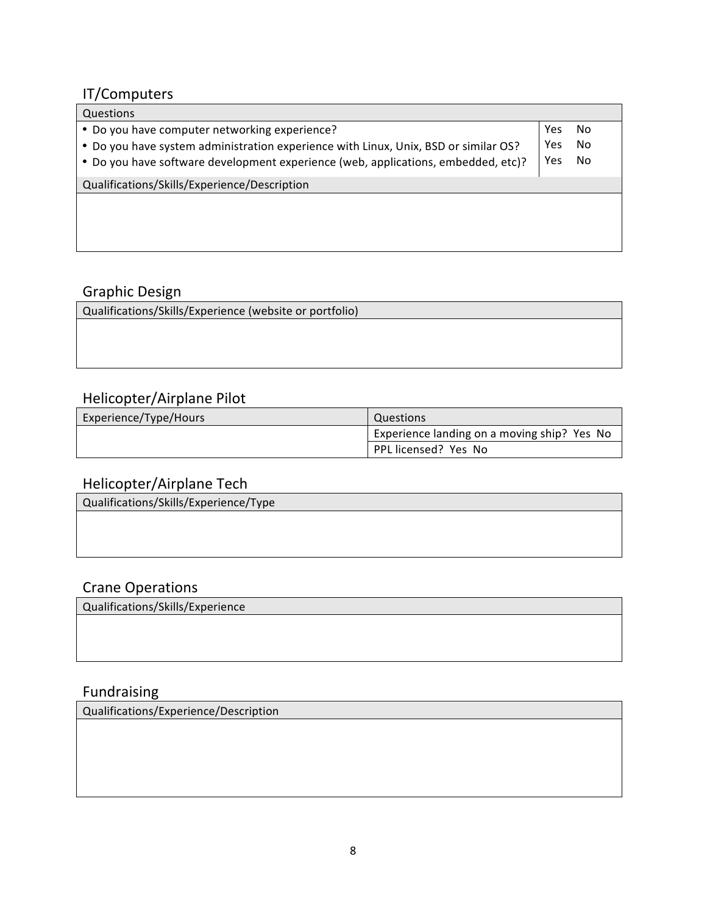## IT/Computers

| Questions | |
|---|---|
| • Do you have computer networking experience? | Yes No |
| • Do you have system administration experience with Linux, Unix, BSD or similar OS? | Yes No |
| • Do you have software development experience (web, applications, embedded, etc)? | Yes No |
| Qualifications/Skills/Experience/Description | |
| | |

## Graphic Design

| Qualifications/Skills/Experience (website or portfolio) |
|---|
| |

## Helicopter/Airplane Pilot

| Experience/Type/Hours | Questions |
|---|---|
| | Experience landing on a moving ship? Yes No |
| | PPL licensed? Yes No |

## Helicopter/Airplane Tech

| Qualifications/Skills/Experience/Type |
|---|
| |

## Crane Operations

| Qualifications/Skills/Experience |
|---|
| |

## Fundraising

| Qualifications/Experience/Description |
|---|
| |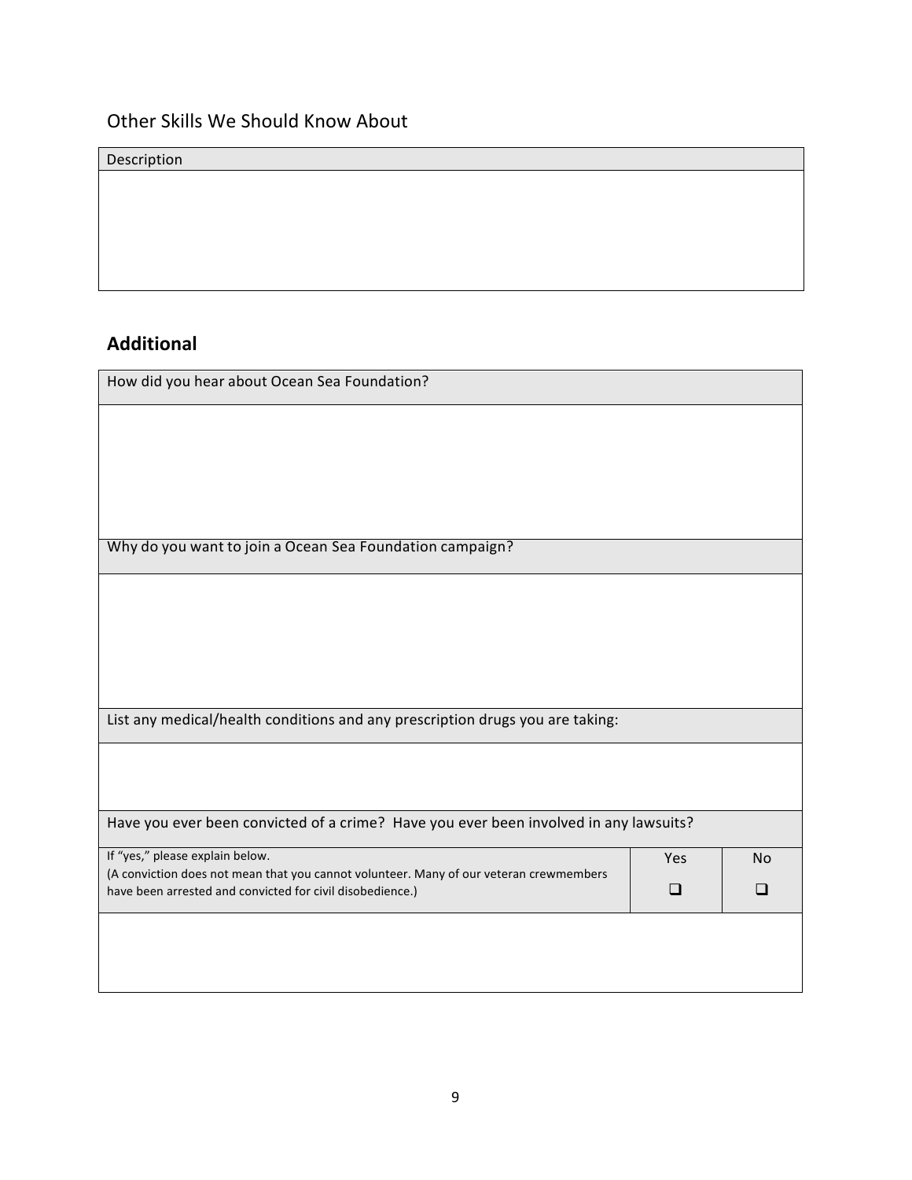## Other Skills We Should Know About

| Description |
| --- |
| |

## **Additional**

| How did you hear about Ocean Sea Foundation? |
| --- |
| |
| Why do you want to join a Ocean Sea Foundation campaign? |
| |
| List any medical/health conditions and any prescription drugs you are taking: |
| |
| Have you ever been convicted of a crime? Have you ever been involved in any lawsuits? |

| If "yes," please explain below. (A conviction does not mean that you cannot volunteer. Many of our veteran crewmembers have been arrested and convicted for civil disobedience.) | Yes | No |
| --- | --- | --- |
| | ❑ | ❑ |
| | | |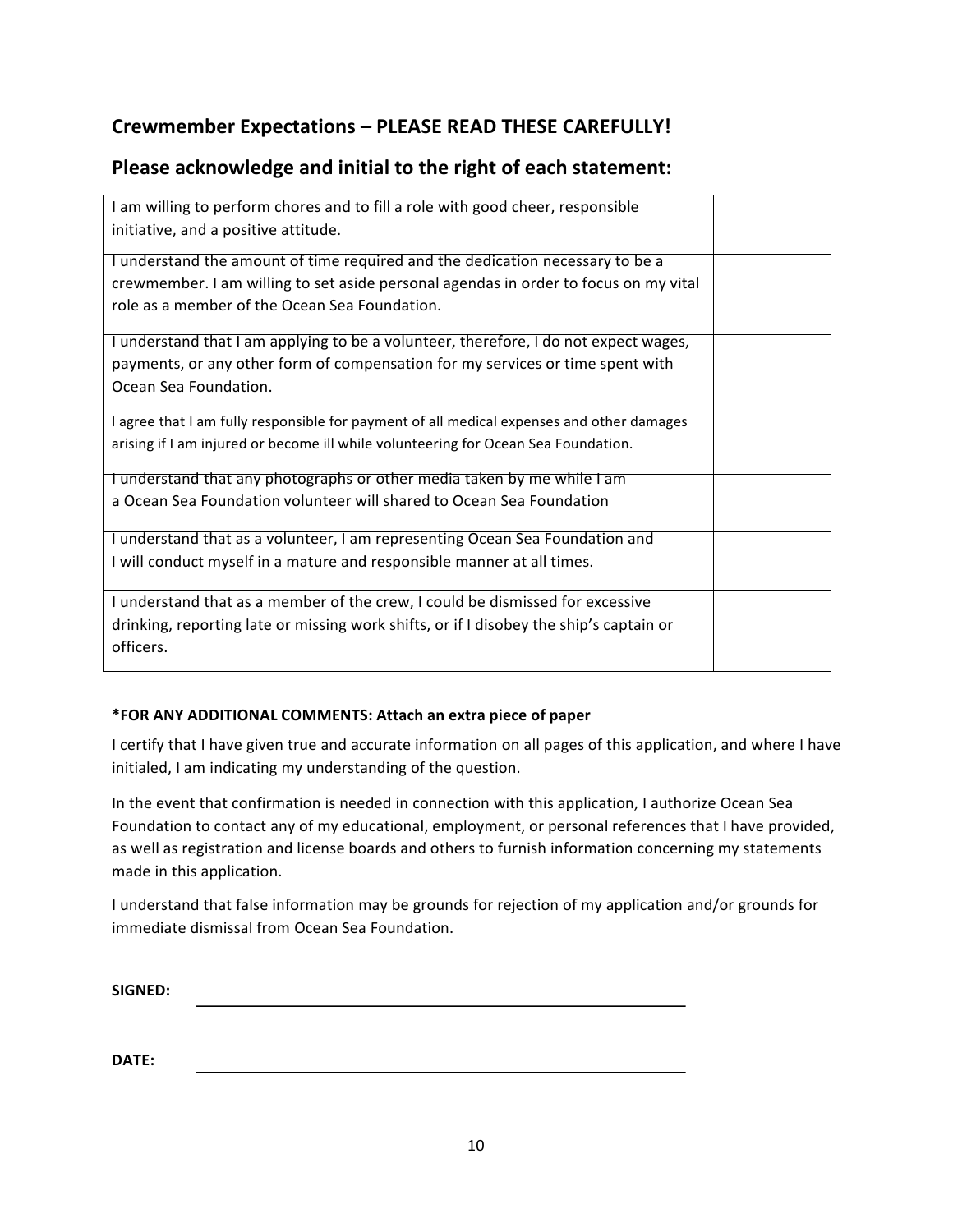## Crewmember Expectations – PLEASE READ THESE CAREFULLY!

## Please acknowledge and initial to the right of each statement:

| | |
|---|---|
| I am willing to perform chores and to fill a role with good cheer, responsible initiative, and a positive attitude. | |
| I understand the amount of time required and the dedication necessary to be a crewmember. I am willing to set aside personal agendas in order to focus on my vital role as a member of the Ocean Sea Foundation. | |
| I understand that I am applying to be a volunteer, therefore, I do not expect wages, payments, or any other form of compensation for my services or time spent with Ocean Sea Foundation. | |
| I agree that I am fully responsible for payment of all medical expenses and other damages arising if I am injured or become ill while volunteering for Ocean Sea Foundation. | |
| I understand that any photographs or other media taken by me while I am a Ocean Sea Foundation volunteer will shared to Ocean Sea Foundation | |
| I understand that as a volunteer, I am representing Ocean Sea Foundation and I will conduct myself in a mature and responsible manner at all times. | |
| I understand that as a member of the crew, I could be dismissed for excessive drinking, reporting late or missing work shifts, or if I disobey the ship's captain or officers. | |

**\*FOR ANY ADDITIONAL COMMENTS: Attach an extra piece of paper**

I certify that I have given true and accurate information on all pages of this application, and where I have initialed, I am indicating my understanding of the question.

In the event that confirmation is needed in connection with this application, I authorize Ocean Sea Foundation to contact any of my educational, employment, or personal references that I have provided, as well as registration and license boards and others to furnish information concerning my statements made in this application.

I understand that false information may be grounds for rejection of my application and/or grounds for immediate dismissal from Ocean Sea Foundation.

**SIGNED:** ______________________________

**DATE:** ______________________________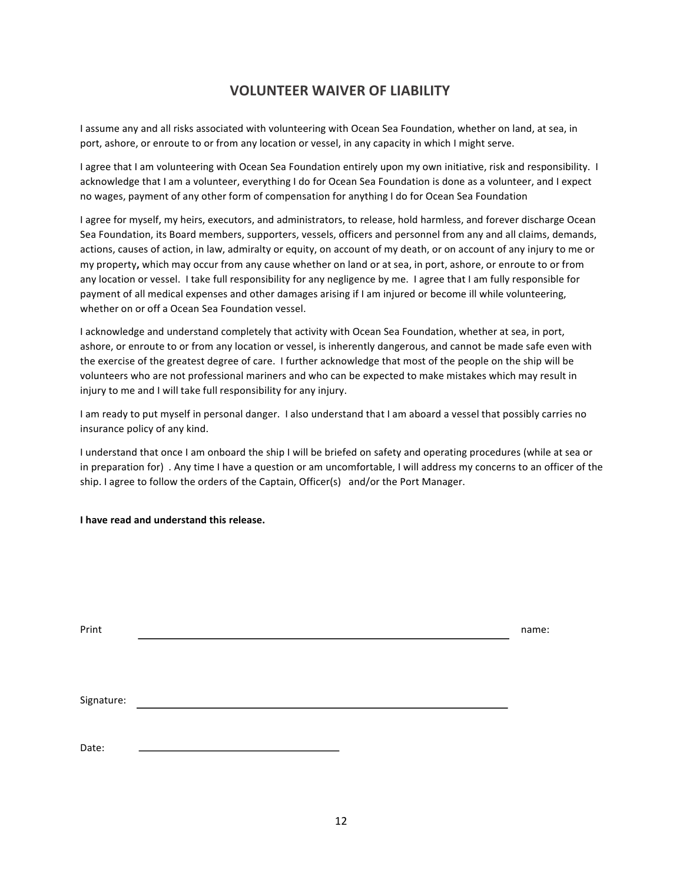# VOLUNTEER WAIVER OF LIABILITY

I assume any and all risks associated with volunteering with Ocean Sea Foundation, whether on land, at sea, in port, ashore, or enroute to or from any location or vessel, in any capacity in which I might serve.

I agree that I am volunteering with Ocean Sea Foundation entirely upon my own initiative, risk and responsibility. I acknowledge that I am a volunteer, everything I do for Ocean Sea Foundation is done as a volunteer, and I expect no wages, payment of any other form of compensation for anything I do for Ocean Sea Foundation

I agree for myself, my heirs, executors, and administrators, to release, hold harmless, and forever discharge Ocean Sea Foundation, its Board members, supporters, vessels, officers and personnel from any and all claims, demands, actions, causes of action, in law, admiralty or equity, on account of my death, or on account of any injury to me or my property**,** which may occur from any cause whether on land or at sea, in port, ashore, or enroute to or from any location or vessel. I take full responsibility for any negligence by me. I agree that I am fully responsible for payment of all medical expenses and other damages arising if I am injured or become ill while volunteering, whether on or off a Ocean Sea Foundation vessel.

I acknowledge and understand completely that activity with Ocean Sea Foundation, whether at sea, in port, ashore, or enroute to or from any location or vessel, is inherently dangerous, and cannot be made safe even with the exercise of the greatest degree of care. I further acknowledge that most of the people on the ship will be volunteers who are not professional mariners and who can be expected to make mistakes which may result in injury to me and I will take full responsibility for any injury.

I am ready to put myself in personal danger. I also understand that I am aboard a vessel that possibly carries no insurance policy of any kind.

I understand that once I am onboard the ship I will be briefed on safety and operating procedures (while at sea or in preparation for) . Any time I have a question or am uncomfortable, I will address my concerns to an officer of the ship. I agree to follow the orders of the Captain, Officer(s) and/or the Port Manager.

**I have read and understand this release.**

Print \_\_\_\_\_\_\_\_\_\_\_\_\_\_\_\_\_\_\_\_\_\_\_\_\_\_\_\_\_\_\_\_\_\_\_\_\_\_\_\_\_\_\_\_\_\_\_\_ name:

Signature: \_\_\_\_\_\_\_\_\_\_\_\_\_\_\_\_\_\_\_\_\_\_\_\_\_\_\_\_\_\_\_\_\_\_\_\_\_\_\_\_\_\_\_\_\_\_\_\_

Date: \_\_\_\_\_\_\_\_\_\_\_\_\_\_\_\_\_\_\_\_\_\_\_\_\_\_